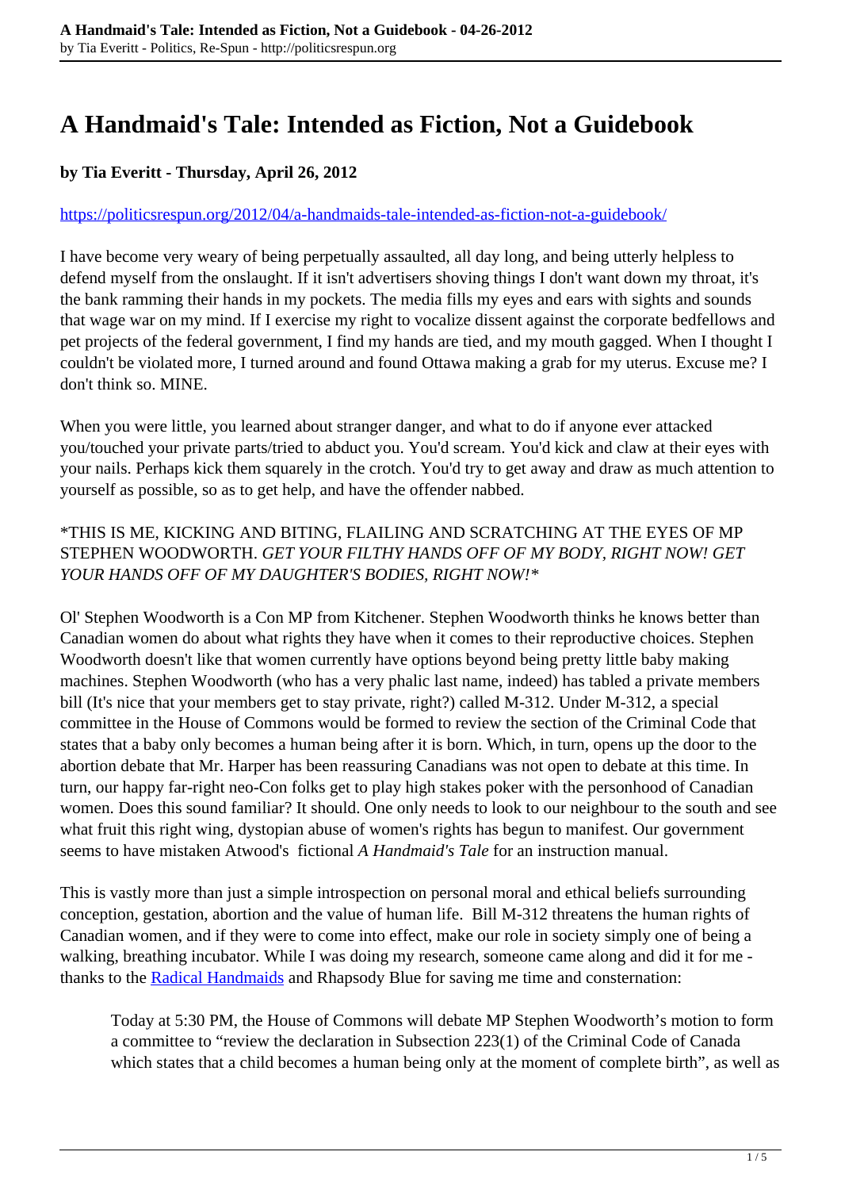# A Handmaid's Tale: Intended as Fiction, Not a Guidebook

**by Tia Everitt - Thursday, April 26, 2012**

https://politicsrespun.org/2012/04/a-handmaids-tale-intended-as-fiction-not-a-guidebook/

I have become very weary of being perpetually assaulted, all day long, and being utterly helpless to defend myself from the onslaught. If it isn't advertisers shoving things I don't want down my throat, it's the bank ramming their hands in my pockets. The media fills my eyes and ears with sights and sounds that wage war on my mind. If I exercise my right to vocalize dissent against the corporate bedfellows and pet projects of the federal government, I find my hands are tied, and my mouth gagged. When I thought I couldn't be violated more, I turned around and found Ottawa making a grab for my uterus. Excuse me? I don't think so. MINE.

When you were little, you learned about stranger danger, and what to do if anyone ever attacked you/touched your private parts/tried to abduct you. You'd scream. You'd kick and claw at their eyes with your nails. Perhaps kick them squarely in the crotch. You'd try to get away and draw as much attention to yourself as possible, so as to get help, and have the offender nabbed.

*THIS IS ME, KICKING AND BITING, FLAILING AND SCRATCHING AT THE EYES OF MP STEPHEN WOODWORTH. *GET YOUR FILTHY HANDS OFF OF MY BODY, RIGHT NOW! GET YOUR HANDS OFF OF MY DAUGHTER'S BODIES, RIGHT NOW!**

Ol' Stephen Woodworth is a Con MP from Kitchener. Stephen Woodworth thinks he knows better than Canadian women do about what rights they have when it comes to their reproductive choices. Stephen Woodworth doesn't like that women currently have options beyond being pretty little baby making machines. Stephen Woodworth (who has a very phalic last name, indeed) has tabled a private members bill (It's nice that your members get to stay private, right?) called M-312. Under M-312, a special committee in the House of Commons would be formed to review the section of the Criminal Code that states that a baby only becomes a human being after it is born. Which, in turn, opens up the door to the abortion debate that Mr. Harper has been reassuring Canadians was not open to debate at this time. In turn, our happy far-right neo-Con folks get to play high stakes poker with the personhood of Canadian women. Does this sound familiar? It should. One only needs to look to our neighbour to the south and see what fruit this right wing, dystopian abuse of women's rights has begun to manifest. Our government seems to have mistaken Atwood's fictional *A Handmaid's Tale* for an instruction manual.

This is vastly more than just a simple introspection on personal moral and ethical beliefs surrounding conception, gestation, abortion and the value of human life. Bill M-312 threatens the human rights of Canadian women, and if they were to come into effect, make our role in society simply one of being a walking, breathing incubator. While I was doing my research, someone came along and did it for me - thanks to the [Radical Handmaids]() and Rhapsody Blue for saving me time and consternation:

> Today at 5:30 PM, the House of Commons will debate MP Stephen Woodworth's motion to form a committee to "review the declaration in Subsection 223(1) of the Criminal Code of Canada which states that a child becomes a human being only at the moment of complete birth", as well as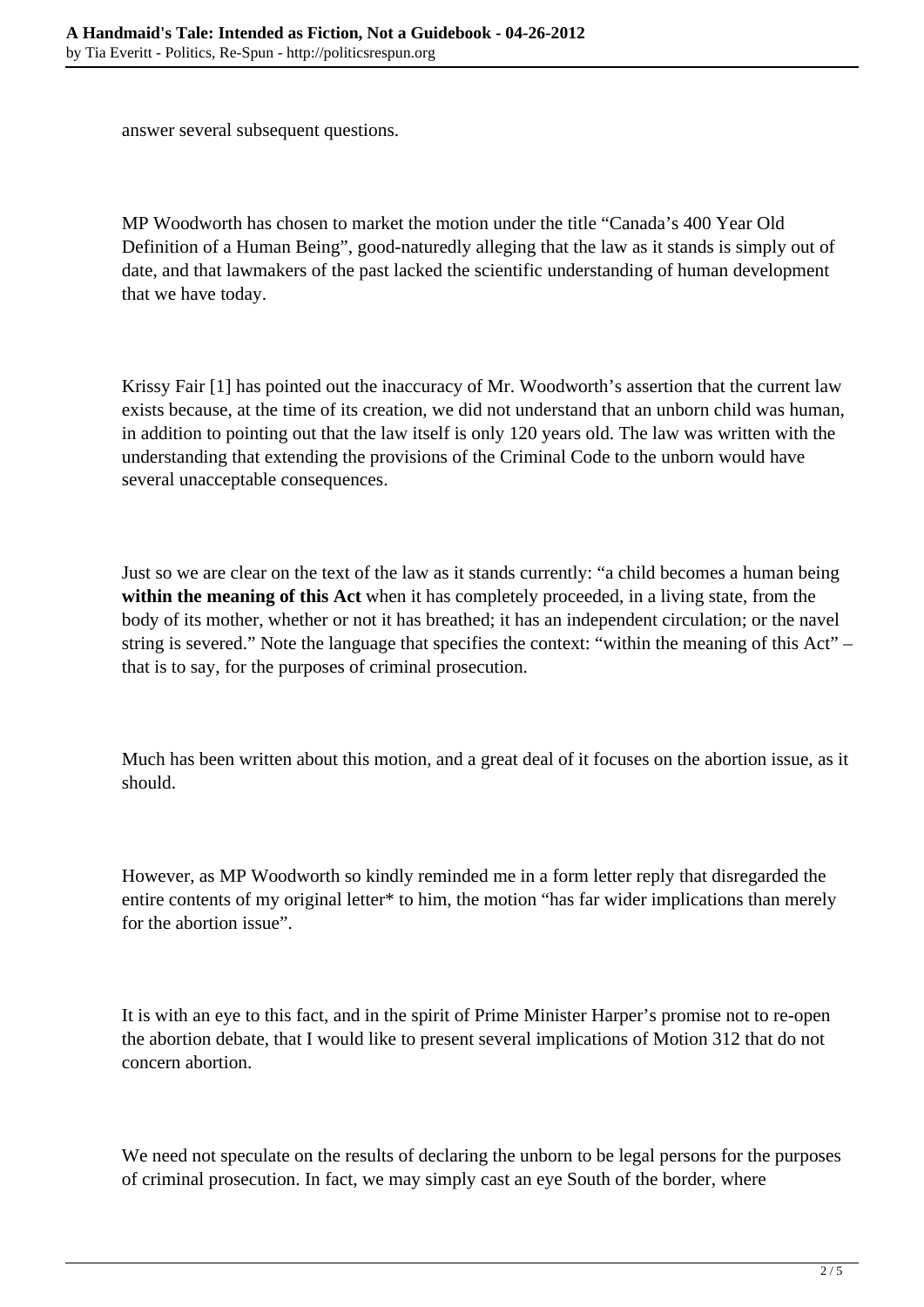answer several subsequent questions.

MP Woodworth has chosen to market the motion under the title “Canada’s 400 Year Old Definition of a Human Being”, good-naturedly alleging that the law as it stands is simply out of date, and that lawmakers of the past lacked the scientific understanding of human development that we have today.

Krissy Fair [1] has pointed out the inaccuracy of Mr. Woodworth’s assertion that the current law exists because, at the time of its creation, we did not understand that an unborn child was human, in addition to pointing out that the law itself is only 120 years old. The law was written with the understanding that extending the provisions of the Criminal Code to the unborn would have several unacceptable consequences.

Just so we are clear on the text of the law as it stands currently: “a child becomes a human being **within the meaning of this Act** when it has completely proceeded, in a living state, from the body of its mother, whether or not it has breathed; it has an independent circulation; or the navel string is severed.” Note the language that specifies the context: “within the meaning of this Act” – that is to say, for the purposes of criminal prosecution.

Much has been written about this motion, and a great deal of it focuses on the abortion issue, as it should.

However, as MP Woodworth so kindly reminded me in a form letter reply that disregarded the entire contents of my original letter* to him, the motion “has far wider implications than merely for the abortion issue”.

It is with an eye to this fact, and in the spirit of Prime Minister Harper’s promise not to re-open the abortion debate, that I would like to present several implications of Motion 312 that do not concern abortion.

We need not speculate on the results of declaring the unborn to be legal persons for the purposes of criminal prosecution. In fact, we may simply cast an eye South of the border, where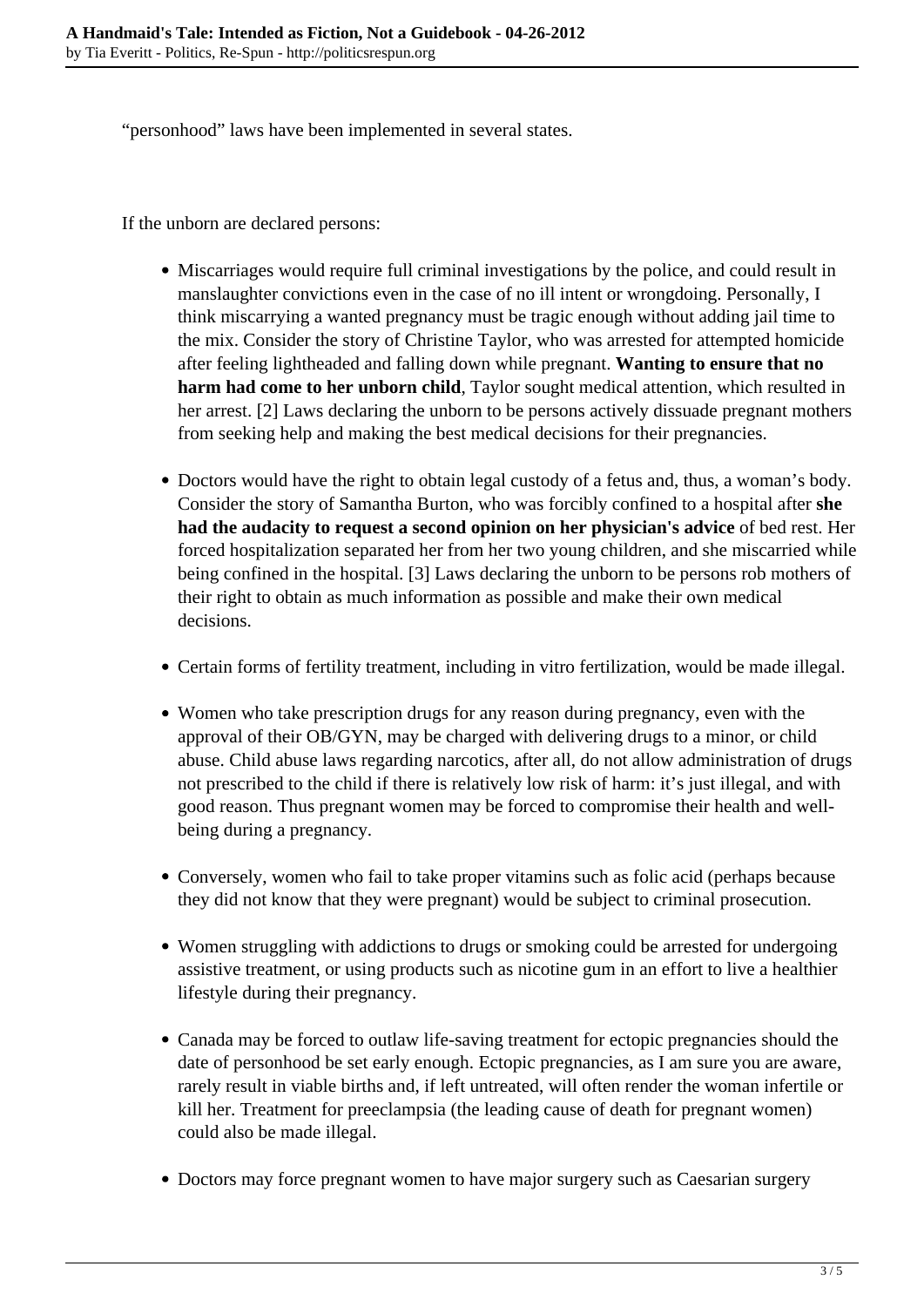"personhood" laws have been implemented in several states.

If the unborn are declared persons:

- Miscarriages would require full criminal investigations by the police, and could result in manslaughter convictions even in the case of no ill intent or wrongdoing. Personally, I think miscarrying a wanted pregnancy must be tragic enough without adding jail time to the mix. Consider the story of Christine Taylor, who was arrested for attempted homicide after feeling lightheaded and falling down while pregnant. **Wanting to ensure that no harm had come to her unborn child**, Taylor sought medical attention, which resulted in her arrest. [2] Laws declaring the unborn to be persons actively dissuade pregnant mothers from seeking help and making the best medical decisions for their pregnancies.

- Doctors would have the right to obtain legal custody of a fetus and, thus, a woman's body. Consider the story of Samantha Burton, who was forcibly confined to a hospital after **she had the audacity to request a second opinion on her physician's advice** of bed rest. Her forced hospitalization separated her from her two young children, and she miscarried while being confined in the hospital. [3] Laws declaring the unborn to be persons rob mothers of their right to obtain as much information as possible and make their own medical decisions.

- Certain forms of fertility treatment, including in vitro fertilization, would be made illegal.

- Women who take prescription drugs for any reason during pregnancy, even with the approval of their OB/GYN, may be charged with delivering drugs to a minor, or child abuse. Child abuse laws regarding narcotics, after all, do not allow administration of drugs not prescribed to the child if there is relatively low risk of harm: it's just illegal, and with good reason. Thus pregnant women may be forced to compromise their health and well-being during a pregnancy.

- Conversely, women who fail to take proper vitamins such as folic acid (perhaps because they did not know that they were pregnant) would be subject to criminal prosecution.

- Women struggling with addictions to drugs or smoking could be arrested for undergoing assistive treatment, or using products such as nicotine gum in an effort to live a healthier lifestyle during their pregnancy.

- Canada may be forced to outlaw life-saving treatment for ectopic pregnancies should the date of personhood be set early enough. Ectopic pregnancies, as I am sure you are aware, rarely result in viable births and, if left untreated, will often render the woman infertile or kill her. Treatment for preeclampsia (the leading cause of death for pregnant women) could also be made illegal.

- Doctors may force pregnant women to have major surgery such as Caesarian surgery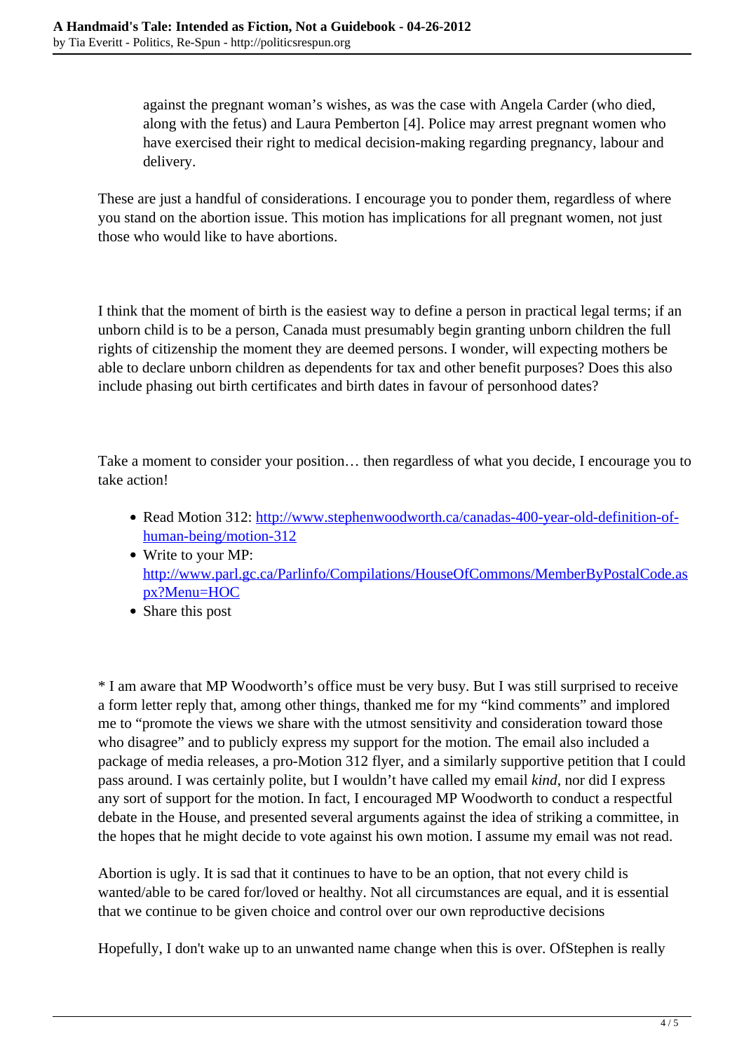against the pregnant woman’s wishes, as was the case with Angela Carder (who died, along with the fetus) and Laura Pemberton [4]. Police may arrest pregnant women who have exercised their right to medical decision-making regarding pregnancy, labour and delivery.

These are just a handful of considerations. I encourage you to ponder them, regardless of where you stand on the abortion issue. This motion has implications for all pregnant women, not just those who would like to have abortions.

I think that the moment of birth is the easiest way to define a person in practical legal terms; if an unborn child is to be a person, Canada must presumably begin granting unborn children the full rights of citizenship the moment they are deemed persons. I wonder, will expecting mothers be able to declare unborn children as dependents for tax and other benefit purposes? Does this also include phasing out birth certificates and birth dates in favour of personhood dates?

Take a moment to consider your position… then regardless of what you decide, I encourage you to take action!

- Read Motion 312: [http://www.stephenwoodworth.ca/canadas-400-year-old-definition-of-human-being/motion-312](http://www.stephenwoodworth.ca/canadas-400-year-old-definition-of-human-being/motion-312)
- Write to your MP: [http://www.parl.gc.ca/Parlinfo/Compilations/HouseOfCommons/MemberByPostalCode.aspx?Menu=HOC](http://www.parl.gc.ca/Parlinfo/Compilations/HouseOfCommons/MemberByPostalCode.aspx?Menu=HOC)
- Share this post

* I am aware that MP Woodworth’s office must be very busy. But I was still surprised to receive a form letter reply that, among other things, thanked me for my “kind comments” and implored me to “promote the views we share with the utmost sensitivity and consideration toward those who disagree” and to publicly express my support for the motion. The email also included a package of media releases, a pro-Motion 312 flyer, and a similarly supportive petition that I could pass around. I was certainly polite, but I wouldn’t have called my email *kind*, nor did I express any sort of support for the motion. In fact, I encouraged MP Woodworth to conduct a respectful debate in the House, and presented several arguments against the idea of striking a committee, in the hopes that he might decide to vote against his own motion. I assume my email was not read.

Abortion is ugly. It is sad that it continues to have to be an option, that not every child is wanted/able to be cared for/loved or healthy. Not all circumstances are equal, and it is essential that we continue to be given choice and control over our own reproductive decisions

Hopefully, I don't wake up to an unwanted name change when this is over. OfStephen is really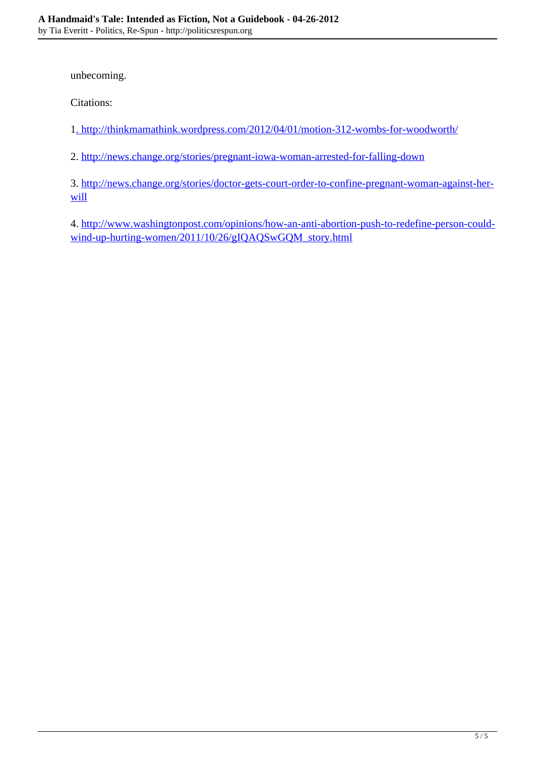unbecoming.

Citations:

1. http://thinkmamathink.wordpress.com/2012/04/01/motion-312-wombs-for-woodworth/

2. http://news.change.org/stories/pregnant-iowa-woman-arrested-for-falling-down

3. http://news.change.org/stories/doctor-gets-court-order-to-confine-pregnant-woman-against-her-will

4. http://www.washingtonpost.com/opinions/how-an-anti-abortion-push-to-redefine-person-could-wind-up-hurting-women/2011/10/26/gIQAQSwGQM_story.html